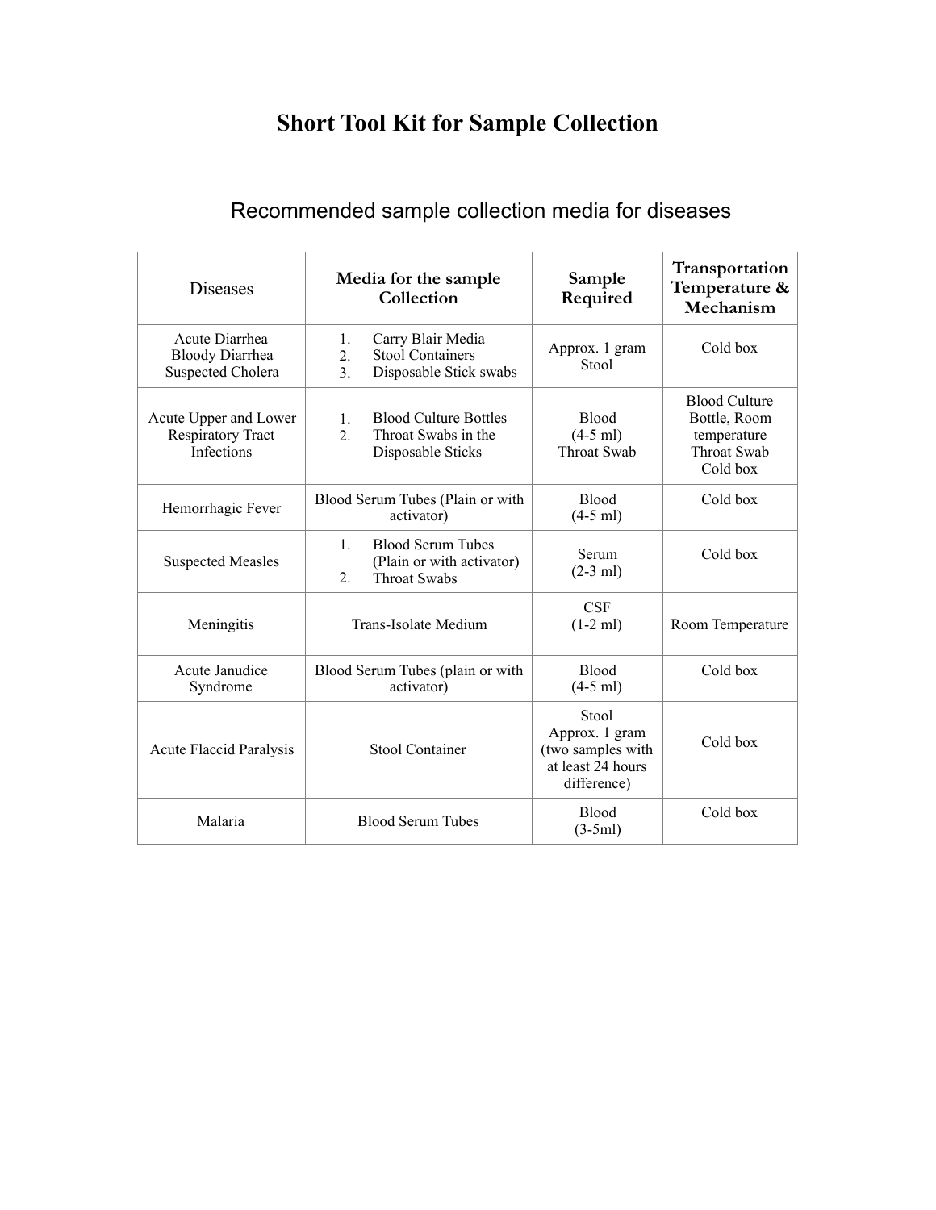# Short Tool Kit for Sample Collection

## Recommended sample collection media for diseases

| Diseases | Media for the sample Collection | Sample Required | Transportation Temperature & Mechanism |
|---|---|---|---|
| Acute Diarrhea<br>Bloody Diarrhea<br>Suspected Cholera | 1. Carry Blair Media<br>2. Stool Containers<br>3. Disposable Stick swabs | Approx. 1 gram Stool | Cold box |
| Acute Upper and Lower Respiratory Tract Infections | 1. Blood Culture Bottles<br>2. Throat Swabs in the Disposable Sticks | Blood (4-5 ml)<br>Throat Swab | Blood Culture Bottle, Room temperature<br>Throat Swab Cold box |
| Hemorrhagic Fever | Blood Serum Tubes (Plain or with activator) | Blood (4-5 ml) | Cold box |
| Suspected Measles | 1. Blood Serum Tubes (Plain or with activator)<br>2. Throat Swabs | Serum (2-3 ml) | Cold box |
| Meningitis | Trans-Isolate Medium | CSF (1-2 ml) | Room Temperature |
| Acute Janudice Syndrome | Blood Serum Tubes (plain or with activator) | Blood (4-5 ml) | Cold box |
| Acute Flaccid Paralysis | Stool Container | Stool Approx. 1 gram (two samples with at least 24 hours difference) | Cold box |
| Malaria | Blood Serum Tubes | Blood (3-5ml) | Cold box |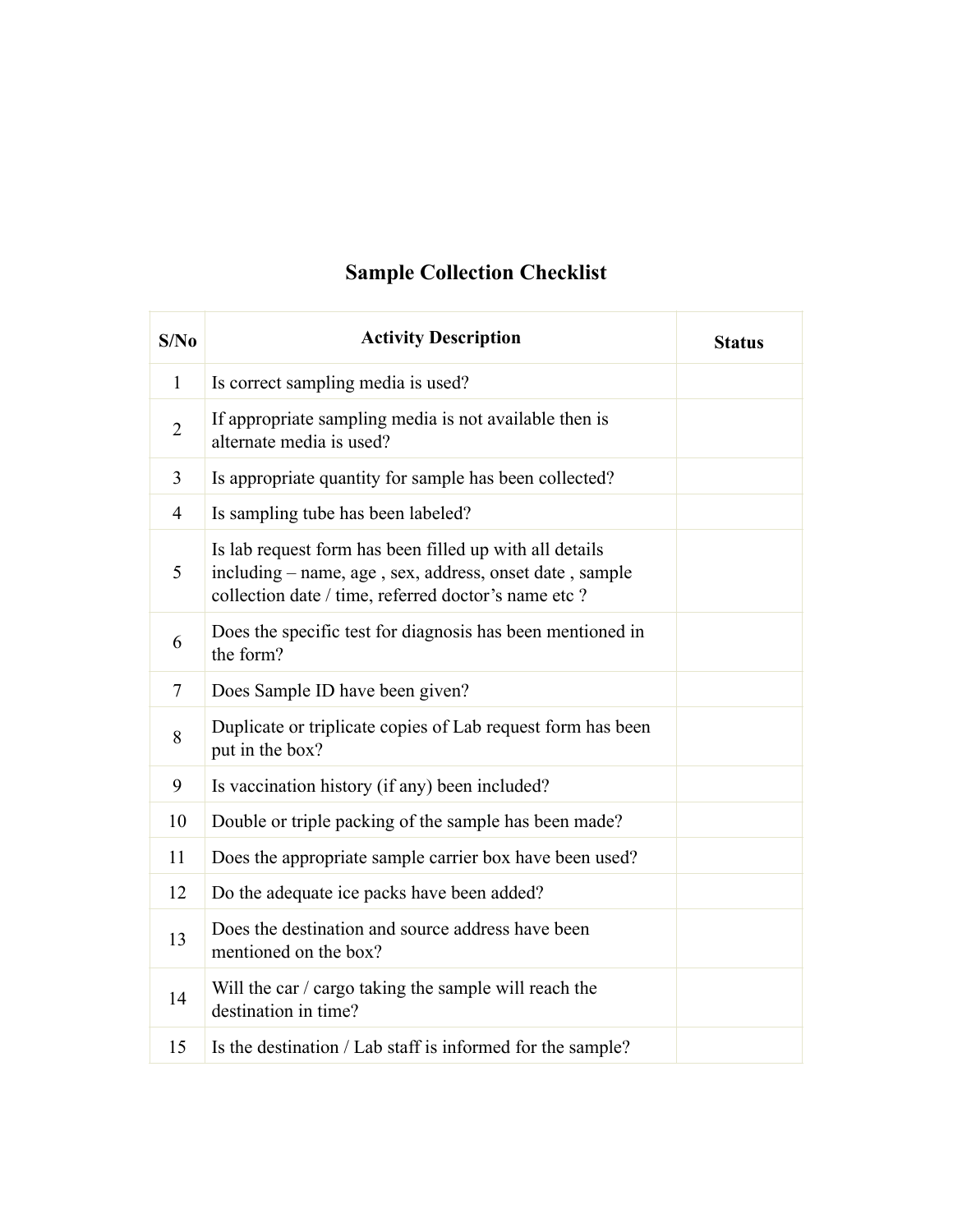# Sample Collection Checklist

| S/No | Activity Description | Status |
|---|---|---|
| 1 | Is correct sampling media is used? | |
| 2 | If appropriate sampling media is not available then is alternate media is used? | |
| 3 | Is appropriate quantity for sample has been collected? | |
| 4 | Is sampling tube has been labeled? | |
| 5 | Is lab request form has been filled up with all details including – name, age , sex, address, onset date , sample collection date / time, referred doctor's name etc ? | |
| 6 | Does the specific test for diagnosis has been mentioned in the form? | |
| 7 | Does Sample ID have been given? | |
| 8 | Duplicate or triplicate copies of Lab request form has been put in the box? | |
| 9 | Is vaccination history (if any) been included? | |
| 10 | Double or triple packing of the sample has been made? | |
| 11 | Does the appropriate sample carrier box have been used? | |
| 12 | Do the adequate ice packs have been added? | |
| 13 | Does the destination and source address have been mentioned on the box? | |
| 14 | Will the car / cargo taking the sample will reach the destination in time? | |
| 15 | Is the destination / Lab staff is informed for the sample? | |